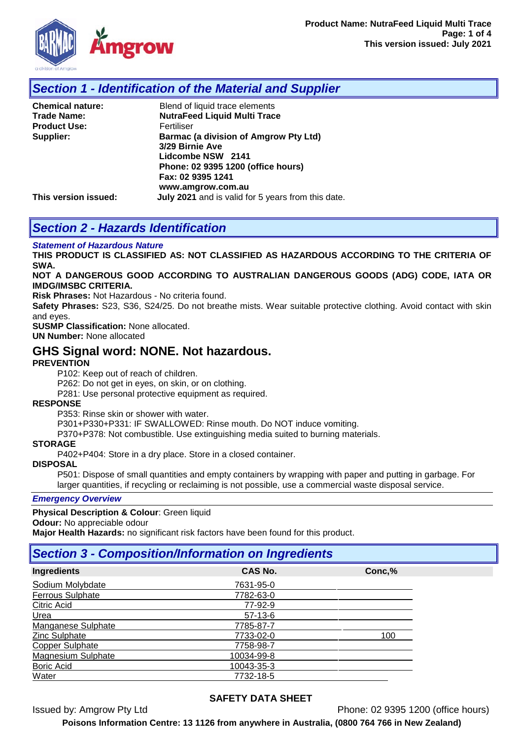## Section 1 - Identification of the Material and Supplier

**Chemical nature:** Blend of liquid trace elements
**Trade Name:** **NutraFeed Liquid Multi Trace**
**Product Use:** Fertiliser
**Supplier:** **Barmac (a division of Amgrow Pty Ltd)**
**3/29 Birnie Ave**
**Lidcombe NSW 2141**
**Phone: 02 9395 1200 (office hours)**
**Fax: 02 9395 1241**
**www.amgrow.com.au**
**This version issued:** **July 2021** and is valid for 5 years from this date.

## Section 2 - Hazards Identification

***Statement of Hazardous Nature***

**THIS PRODUCT IS CLASSIFIED AS: NOT CLASSIFIED AS HAZARDOUS ACCORDING TO THE CRITERIA OF SWA.**

**NOT A DANGEROUS GOOD ACCORDING TO AUSTRALIAN DANGEROUS GOODS (ADG) CODE, IATA OR IMDG/IMSBC CRITERIA.**

**Risk Phrases:** Not Hazardous - No criteria found.

**Safety Phrases:** S23, S36, S24/25. Do not breathe mists. Wear suitable protective clothing. Avoid contact with skin and eyes.

**SUSMP Classification:** None allocated.

**UN Number:** None allocated

### GHS Signal word: NONE. Not hazardous.

**PREVENTION**

P102: Keep out of reach of children.
P262: Do not get in eyes, on skin, or on clothing.
P281: Use personal protective equipment as required.

**RESPONSE**

P353: Rinse skin or shower with water.
P301+P330+P331: IF SWALLOWED: Rinse mouth. Do NOT induce vomiting.
P370+P378: Not combustible. Use extinguishing media suited to burning materials.

**STORAGE**

P402+P404: Store in a dry place. Store in a closed container.

**DISPOSAL**

P501: Dispose of small quantities and empty containers by wrapping with paper and putting in garbage. For larger quantities, if recycling or reclaiming is not possible, use a commercial waste disposal service.

***Emergency Overview***

**Physical Description & Colour**: Green liquid
**Odour:** No appreciable odour
**Major Health Hazards:** no significant risk factors have been found for this product.

## Section 3 - Composition/Information on Ingredients

| Ingredients | CAS No. | Conc,% |
|---|---|---|
| Sodium Molybdate | 7631-95-0 | |
| Ferrous Sulphate | 7782-63-0 | |
| Citric Acid | 77-92-9 | |
| Urea | 57-13-6 | |
| Manganese Sulphate | 7785-87-7 | |
| Zinc Sulphate | 7733-02-0 | 100 |
| Copper Sulphate | 7758-98-7 | |
| Magnesium Sulphate | 10034-99-8 | |
| Boric Acid | 10043-35-3 | |
| Water | 7732-18-5 | |

**SAFETY DATA SHEET**

Issued by: Amgrow Pty Ltd Phone: 02 9395 1200 (office hours)

**Poisons Information Centre: 13 1126 from anywhere in Australia, (0800 764 766 in New Zealand)**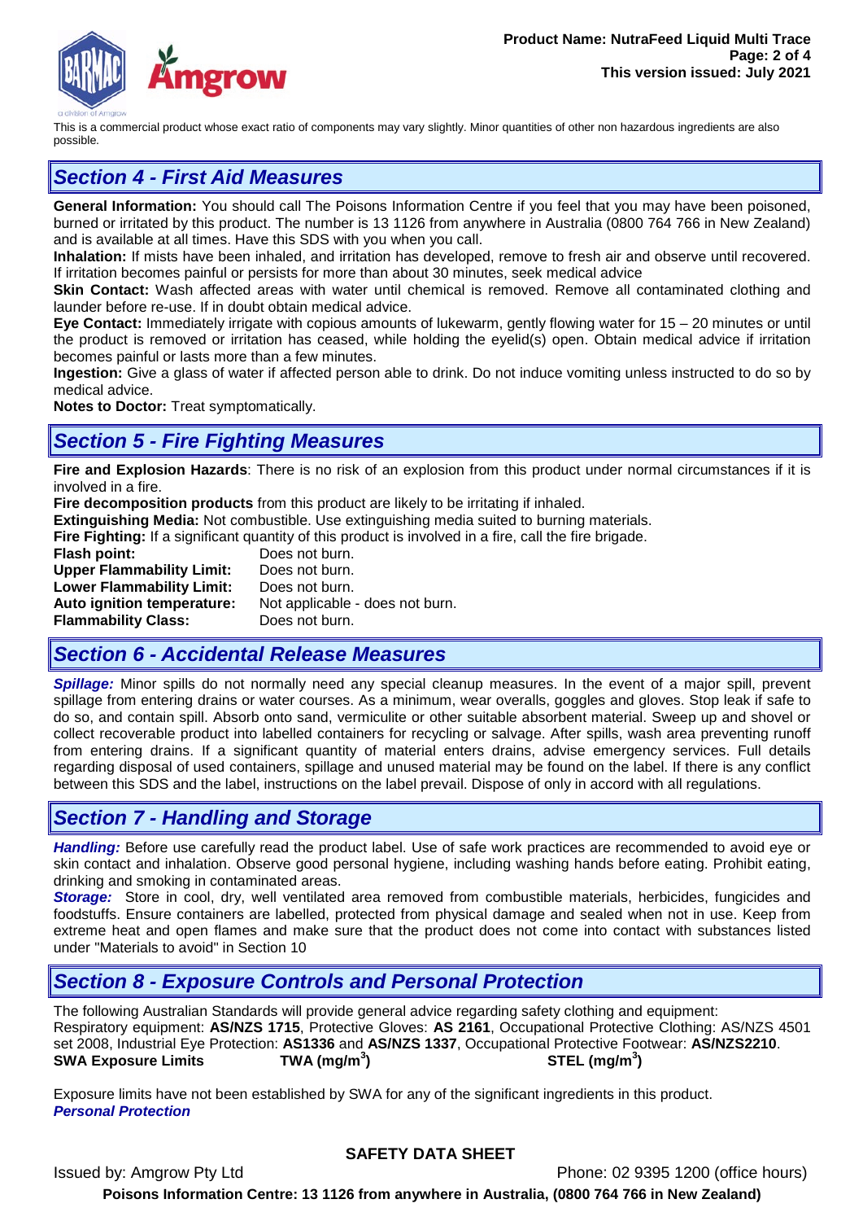This is a commercial product whose exact ratio of components may vary slightly. Minor quantities of other non hazardous ingredients are also possible.

## *Section 4 - First Aid Measures*

**General Information:** You should call The Poisons Information Centre if you feel that you may have been poisoned, burned or irritated by this product. The number is 13 1126 from anywhere in Australia (0800 764 766 in New Zealand) and is available at all times. Have this SDS with you when you call.

**Inhalation:** If mists have been inhaled, and irritation has developed, remove to fresh air and observe until recovered. If irritation becomes painful or persists for more than about 30 minutes, seek medical advice

**Skin Contact:** Wash affected areas with water until chemical is removed. Remove all contaminated clothing and launder before re-use. If in doubt obtain medical advice.

**Eye Contact:** Immediately irrigate with copious amounts of lukewarm, gently flowing water for 15 – 20 minutes or until the product is removed or irritation has ceased, while holding the eyelid(s) open. Obtain medical advice if irritation becomes painful or lasts more than a few minutes.

**Ingestion:** Give a glass of water if affected person able to drink. Do not induce vomiting unless instructed to do so by medical advice.

**Notes to Doctor:** Treat symptomatically.

## *Section 5 - Fire Fighting Measures*

**Fire and Explosion Hazards**: There is no risk of an explosion from this product under normal circumstances if it is involved in a fire.

**Fire decomposition products** from this product are likely to be irritating if inhaled.

**Extinguishing Media:** Not combustible. Use extinguishing media suited to burning materials.

**Fire Fighting:** If a significant quantity of this product is involved in a fire, call the fire brigade.

**Flash point:** Does not burn.
**Upper Flammability Limit:** Does not burn.
**Lower Flammability Limit:** Does not burn.
**Auto ignition temperature:** Not applicable - does not burn.
**Flammability Class:** Does not burn.

## *Section 6 - Accidental Release Measures*

***Spillage:*** Minor spills do not normally need any special cleanup measures. In the event of a major spill, prevent spillage from entering drains or water courses. As a minimum, wear overalls, goggles and gloves. Stop leak if safe to do so, and contain spill. Absorb onto sand, vermiculite or other suitable absorbent material. Sweep up and shovel or collect recoverable product into labelled containers for recycling or salvage. After spills, wash area preventing runoff from entering drains. If a significant quantity of material enters drains, advise emergency services. Full details regarding disposal of used containers, spillage and unused material may be found on the label. If there is any conflict between this SDS and the label, instructions on the label prevail. Dispose of only in accord with all regulations.

## *Section 7 - Handling and Storage*

***Handling:*** Before use carefully read the product label. Use of safe work practices are recommended to avoid eye or skin contact and inhalation. Observe good personal hygiene, including washing hands before eating. Prohibit eating, drinking and smoking in contaminated areas.

***Storage:*** Store in cool, dry, well ventilated area removed from combustible materials, herbicides, fungicides and foodstuffs. Ensure containers are labelled, protected from physical damage and sealed when not in use. Keep from extreme heat and open flames and make sure that the product does not come into contact with substances listed under "Materials to avoid" in Section 10

## *Section 8 - Exposure Controls and Personal Protection*

The following Australian Standards will provide general advice regarding safety clothing and equipment:
Respiratory equipment: **AS/NZS 1715**, Protective Gloves: **AS 2161**, Occupational Protective Clothing: AS/NZS 4501 set 2008, Industrial Eye Protection: **AS1336** and **AS/NZS 1337**, Occupational Protective Footwear: **AS/NZS2210**.

| **SWA Exposure Limits** | **TWA (mg/m$^3$)** | **STEL (mg/m$^3$)** |
|---|---|---|

Exposure limits have not been established by SWA for any of the significant ingredients in this product.

***Personal Protection***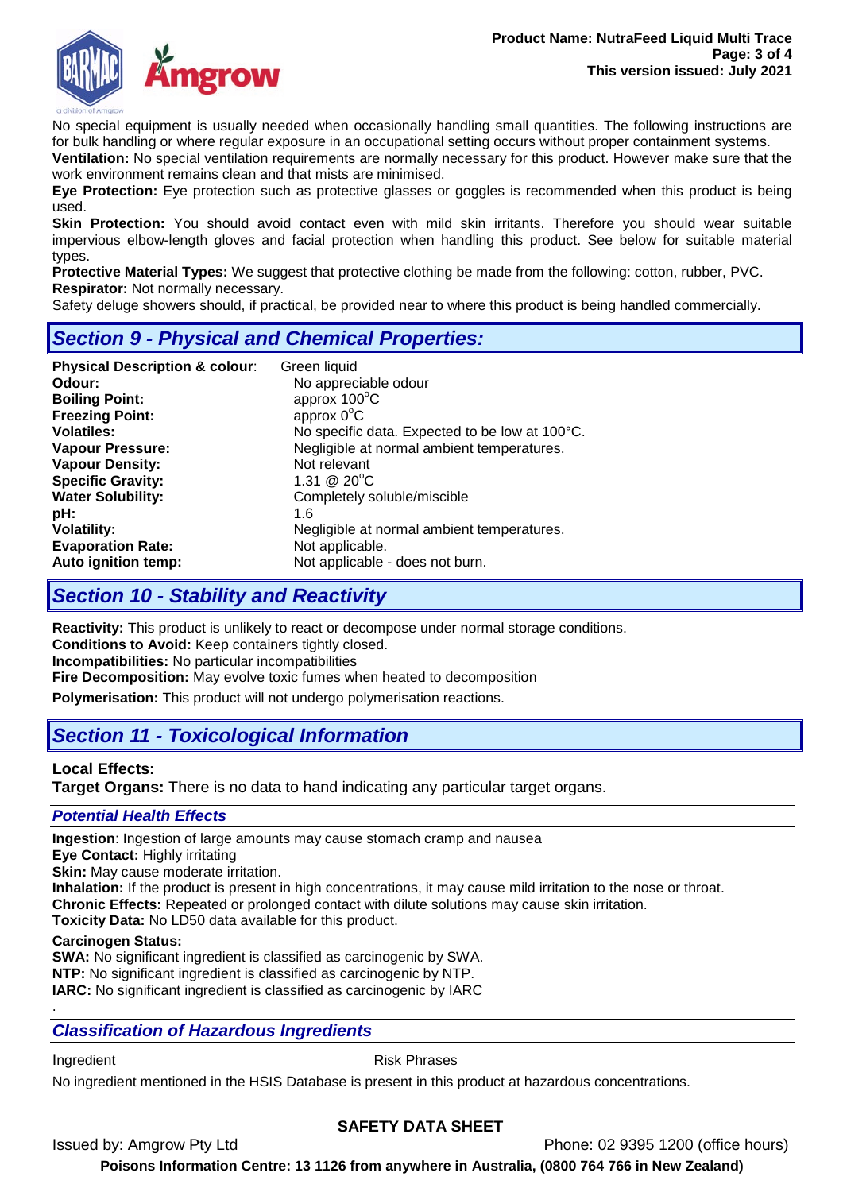No special equipment is usually needed when occasionally handling small quantities. The following instructions are for bulk handling or where regular exposure in an occupational setting occurs without proper containment systems.

**Ventilation:** No special ventilation requirements are normally necessary for this product. However make sure that the work environment remains clean and that mists are minimised.

**Eye Protection:** Eye protection such as protective glasses or goggles is recommended when this product is being used.

**Skin Protection:** You should avoid contact even with mild skin irritants. Therefore you should wear suitable impervious elbow-length gloves and facial protection when handling this product. See below for suitable material types.

**Protective Material Types:** We suggest that protective clothing be made from the following: cotton, rubber, PVC.

**Respirator:** Not normally necessary.

Safety deluge showers should, if practical, be provided near to where this product is being handled commercially.

## Section 9 - Physical and Chemical Properties:

| | |
|---|---|
| **Physical Description & colour**: | Green liquid |
| **Odour:** | No appreciable odour |
| **Boiling Point:** | approx 100°C |
| **Freezing Point:** | approx 0°C |
| **Volatiles:** | No specific data. Expected to be low at 100°C. |
| **Vapour Pressure:** | Negligible at normal ambient temperatures. |
| **Vapour Density:** | Not relevant |
| **Specific Gravity:** | 1.31 @ 20°C |
| **Water Solubility:** | Completely soluble/miscible |
| **pH:** | 1.6 |
| **Volatility:** | Negligible at normal ambient temperatures. |
| **Evaporation Rate:** | Not applicable. |
| **Auto ignition temp:** | Not applicable - does not burn. |

## Section 10 - Stability and Reactivity

**Reactivity:** This product is unlikely to react or decompose under normal storage conditions.

**Conditions to Avoid:** Keep containers tightly closed.

**Incompatibilities:** No particular incompatibilities

**Fire Decomposition:** May evolve toxic fumes when heated to decomposition

**Polymerisation:** This product will not undergo polymerisation reactions.

## Section 11 - Toxicological Information

**Local Effects:**

**Target Organs:** There is no data to hand indicating any particular target organs.

### Potential Health Effects

**Ingestion**: Ingestion of large amounts may cause stomach cramp and nausea

**Eye Contact:** Highly irritating

**Skin:** May cause moderate irritation.

**Inhalation:** If the product is present in high concentrations, it may cause mild irritation to the nose or throat.

**Chronic Effects:** Repeated or prolonged contact with dilute solutions may cause skin irritation.

**Toxicity Data:** No LD50 data available for this product.

**Carcinogen Status:**

**SWA:** No significant ingredient is classified as carcinogenic by SWA.

**NTP:** No significant ingredient is classified as carcinogenic by NTP.

**IARC:** No significant ingredient is classified as carcinogenic by IARC

### Classification of Hazardous Ingredients

| Ingredient | Risk Phrases |
|---|---|

No ingredient mentioned in the HSIS Database is present in this product at hazardous concentrations.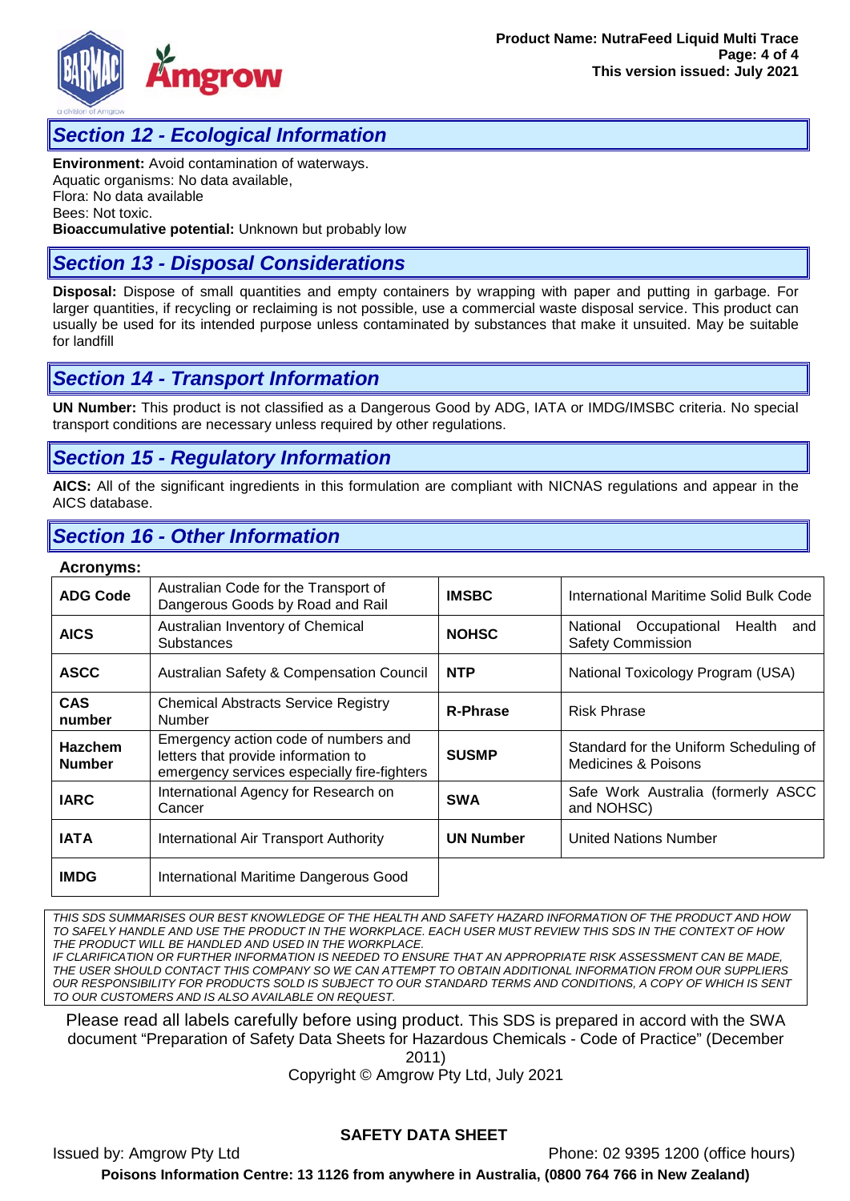## Section 12 - Ecological Information

**Environment:** Avoid contamination of waterways.
Aquatic organisms: No data available,
Flora: No data available
Bees: Not toxic.
**Bioaccumulative potential:** Unknown but probably low

## Section 13 - Disposal Considerations

**Disposal:** Dispose of small quantities and empty containers by wrapping with paper and putting in garbage. For larger quantities, if recycling or reclaiming is not possible, use a commercial waste disposal service. This product can usually be used for its intended purpose unless contaminated by substances that make it unsuited. May be suitable for landfill

## Section 14 - Transport Information

**UN Number:** This product is not classified as a Dangerous Good by ADG, IATA or IMDG/IMSBC criteria. No special transport conditions are necessary unless required by other regulations.

## Section 15 - Regulatory Information

**AICS:** All of the significant ingredients in this formulation are compliant with NICNAS regulations and appear in the AICS database.

## Section 16 - Other Information

**Acronyms:**

| | | | |
|---|---|---|---|
| **ADG Code** | Australian Code for the Transport of Dangerous Goods by Road and Rail | **IMSBC** | International Maritime Solid Bulk Code |
| **AICS** | Australian Inventory of Chemical Substances | **NOHSC** | National Occupational Health and Safety Commission |
| **ASCC** | Australian Safety & Compensation Council | **NTP** | National Toxicology Program (USA) |
| **CAS number** | Chemical Abstracts Service Registry Number | **R-Phrase** | Risk Phrase |
| **Hazchem Number** | Emergency action code of numbers and letters that provide information to emergency services especially fire-fighters | **SUSMP** | Standard for the Uniform Scheduling of Medicines & Poisons |
| **IARC** | International Agency for Research on Cancer | **SWA** | Safe Work Australia (formerly ASCC and NOHSC) |
| **IATA** | International Air Transport Authority | **UN Number** | United Nations Number |
| **IMDG** | International Maritime Dangerous Good | | |

*THIS SDS SUMMARISES OUR BEST KNOWLEDGE OF THE HEALTH AND SAFETY HAZARD INFORMATION OF THE PRODUCT AND HOW TO SAFELY HANDLE AND USE THE PRODUCT IN THE WORKPLACE. EACH USER MUST REVIEW THIS SDS IN THE CONTEXT OF HOW THE PRODUCT WILL BE HANDLED AND USED IN THE WORKPLACE.*
*IF CLARIFICATION OR FURTHER INFORMATION IS NEEDED TO ENSURE THAT AN APPROPRIATE RISK ASSESSMENT CAN BE MADE, THE USER SHOULD CONTACT THIS COMPANY SO WE CAN ATTEMPT TO OBTAIN ADDITIONAL INFORMATION FROM OUR SUPPLIERS OUR RESPONSIBILITY FOR PRODUCTS SOLD IS SUBJECT TO OUR STANDARD TERMS AND CONDITIONS, A COPY OF WHICH IS SENT TO OUR CUSTOMERS AND IS ALSO AVAILABLE ON REQUEST.*

Please read all labels carefully before using product. This SDS is prepared in accord with the SWA document "Preparation of Safety Data Sheets for Hazardous Chemicals - Code of Practice" (December 2011)
Copyright © Amgrow Pty Ltd, July 2021